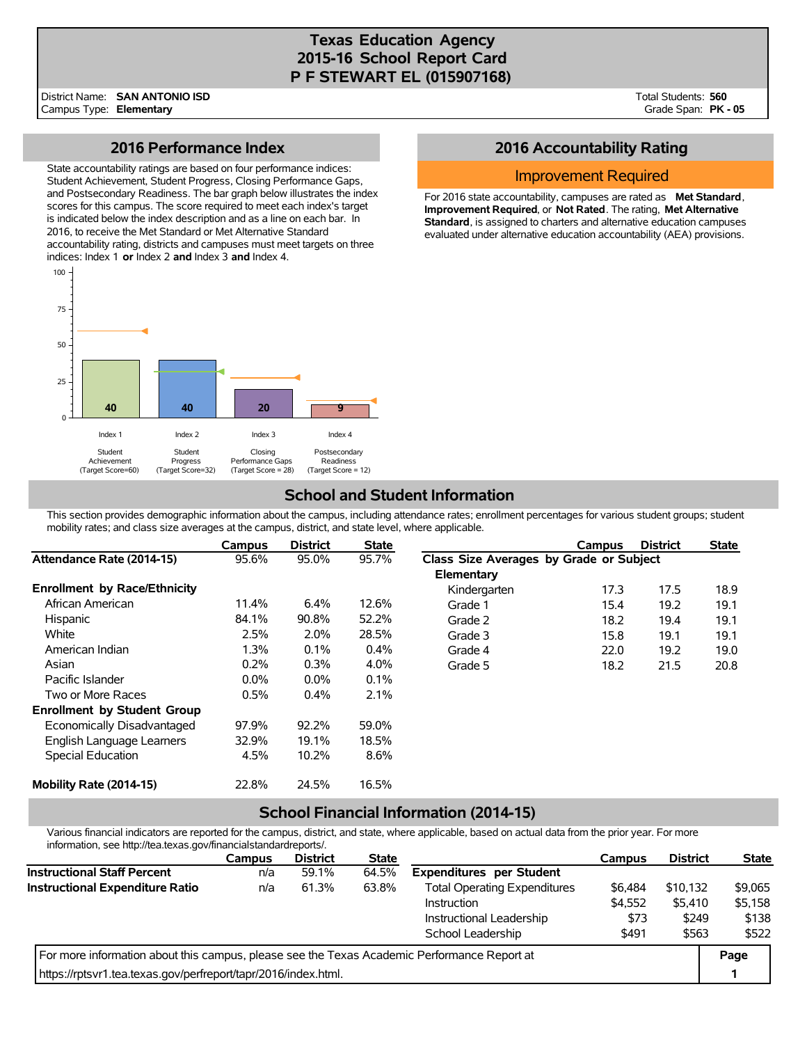# Texas Education Agency
# 2015-16 School Report Card
# P F STEWART EL (015907168)

District Name: **SAN ANTONIO ISD**
Campus Type: **Elementary**

Total Students: **560**
Grade Span: **PK - 05**

## 2016 Performance Index

State accountability ratings are based on four performance indices: Student Achievement, Student Progress, Closing Performance Gaps, and Postsecondary Readiness. The bar graph below illustrates the index scores for this campus. The score required to meet each index's target is indicated below the index description and as a line on each bar. In 2016, to receive the Met Standard or Met Alternative Standard accountability rating, districts and campuses must meet targets on three indices: Index 1 **or** Index 2 **and** Index 3 **and** Index 4.

| Index | Description | Score | Target Score |
|---|---|---|---|
| Index 1 | Student Achievement | 40 | 60 |
| Index 2 | Student Progress | 40 | 32 |
| Index 3 | Closing Performance Gaps | 20 | 28 |
| Index 4 | Postsecondary Readiness | 9 | 12 |

## 2016 Accountability Rating

**Improvement Required**

For 2016 state accountability, campuses are rated as **Met Standard**, **Improvement Required**, or **Not Rated**. The rating, **Met Alternative Standard**, is assigned to charters and alternative education campuses evaluated under alternative education accountability (AEA) provisions.

## School and Student Information

This section provides demographic information about the campus, including attendance rates; enrollment percentages for various student groups; student mobility rates; and class size averages at the campus, district, and state level, where applicable.

| | Campus | District | State |
|---|---|---|---|
| **Attendance Rate (2014-15)** | 95.6% | 95.0% | 95.7% |
| **Enrollment by Race/Ethnicity** | | | |
| African American | 11.4% | 6.4% | 12.6% |
| Hispanic | 84.1% | 90.8% | 52.2% |
| White | 2.5% | 2.0% | 28.5% |
| American Indian | 1.3% | 0.1% | 0.4% |
| Asian | 0.2% | 0.3% | 4.0% |
| Pacific Islander | 0.0% | 0.0% | 0.1% |
| Two or More Races | 0.5% | 0.4% | 2.1% |
| **Enrollment by Student Group** | | | |
| Economically Disadvantaged | 97.9% | 92.2% | 59.0% |
| English Language Learners | 32.9% | 19.1% | 18.5% |
| Special Education | 4.5% | 10.2% | 8.6% |
| **Mobility Rate (2014-15)** | 22.8% | 24.5% | 16.5% |

| | Campus | District | State |
|---|---|---|---|
| **Class Size Averages by Grade or Subject** | | | |
| **Elementary** | | | |
| Kindergarten | 17.3 | 17.5 | 18.9 |
| Grade 1 | 15.4 | 19.2 | 19.1 |
| Grade 2 | 18.2 | 19.4 | 19.1 |
| Grade 3 | 15.8 | 19.1 | 19.1 |
| Grade 4 | 22.0 | 19.2 | 19.0 |
| Grade 5 | 18.2 | 21.5 | 20.8 |

## School Financial Information (2014-15)

Various financial indicators are reported for the campus, district, and state, where applicable, based on actual data from the prior year. For more information, see http://tea.texas.gov/financialstandardreports/.

| | Campus | District | State |
|---|---|---|---|
| **Instructional Staff Percent** | n/a | 59.1% | 64.5% |
| **Instructional Expenditure Ratio** | n/a | 61.3% | 63.8% |

| | Campus | District | State |
|---|---|---|---|
| **Expenditures per Student** | | | |
| Total Operating Expenditures | $6,484 | $10,132 | $9,065 |
| Instruction | $4,552 | $5,410 | $5,158 |
| Instructional Leadership | $73 | $249 | $138 |
| School Leadership | $491 | $563 | $522 |

For more information about this campus, please see the Texas Academic Performance Report at https://rptsvr1.tea.texas.gov/perfreport/tapr/2016/index.html.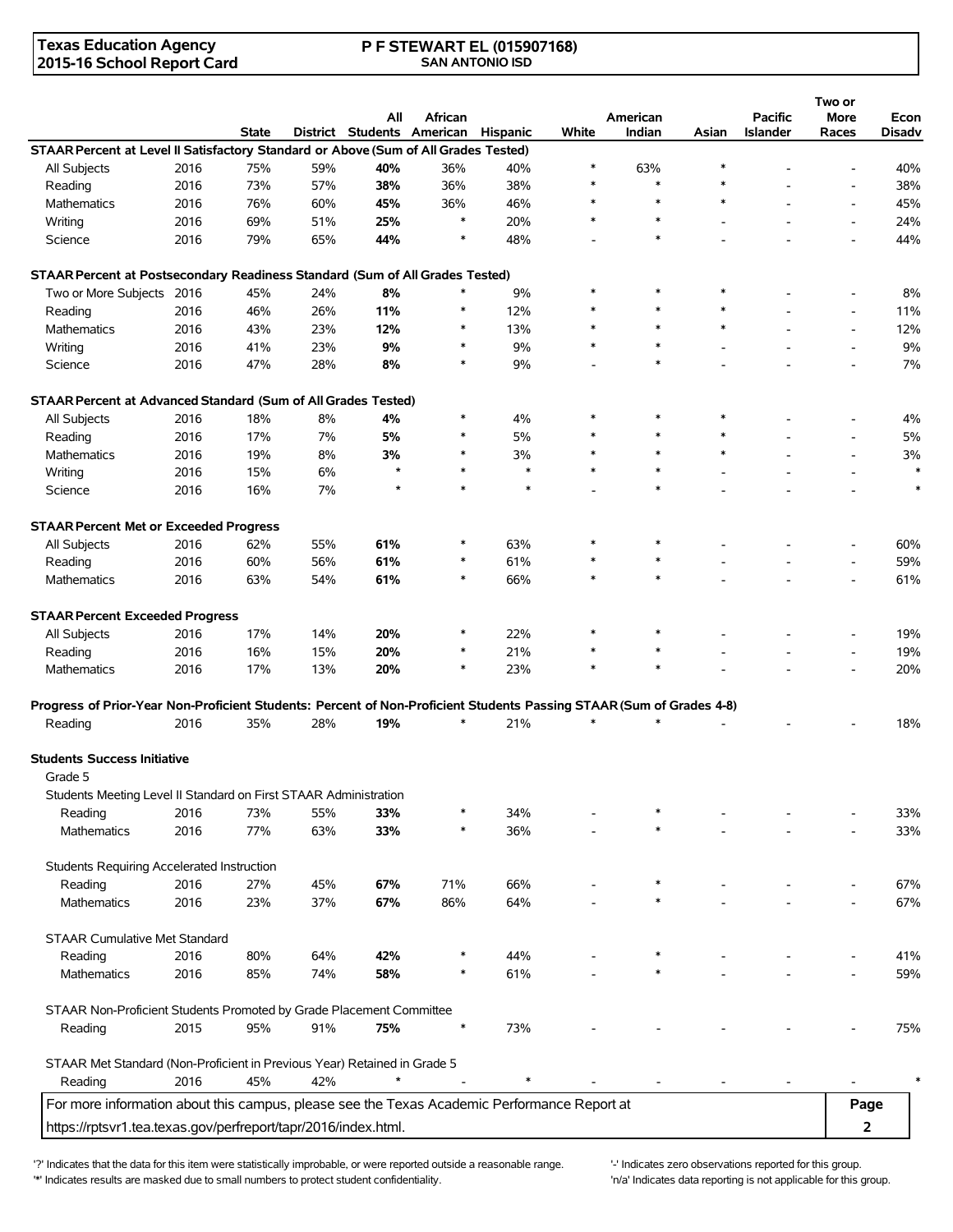**Texas Education Agency**
**2015-16 School Report Card**

**P F STEWART EL (015907168)**
**SAN ANTONIO ISD**

| | | State | District | All Students | African American | Hispanic | White | American Indian | Asian | Pacific Islander | Two or More Races | Econ Disadv |
|---|---|---|---|---|---|---|---|---|---|---|---|---|
| **STAAR Percent at Level II Satisfactory Standard or Above (Sum of All Grades Tested)** | | | | | | | | | | | | |
| All Subjects | 2016 | 75% | 59% | **40%** | 36% | 40% | * | 63% | * | - | - | 40% |
| Reading | 2016 | 73% | 57% | **38%** | 36% | 38% | * | * | * | - | - | 38% |
| Mathematics | 2016 | 76% | 60% | **45%** | 36% | 46% | * | * | * | - | - | 45% |
| Writing | 2016 | 69% | 51% | **25%** | * | 20% | * | * | - | - | - | 24% |
| Science | 2016 | 79% | 65% | **44%** | * | 48% | - | * | - | - | - | 44% |
| **STAAR Percent at Postsecondary Readiness Standard (Sum of All Grades Tested)** | | | | | | | | | | | | |
| Two or More Subjects | 2016 | 45% | 24% | **8%** | * | 9% | * | * | * | - | - | 8% |
| Reading | 2016 | 46% | 26% | **11%** | * | 12% | * | * | * | - | - | 11% |
| Mathematics | 2016 | 43% | 23% | **12%** | * | 13% | * | * | * | - | - | 12% |
| Writing | 2016 | 41% | 23% | **9%** | * | 9% | * | * | - | - | - | 9% |
| Science | 2016 | 47% | 28% | **8%** | * | 9% | - | * | - | - | - | 7% |
| **STAAR Percent at Advanced Standard (Sum of All Grades Tested)** | | | | | | | | | | | | |
| All Subjects | 2016 | 18% | 8% | **4%** | * | 4% | * | * | * | - | - | 4% |
| Reading | 2016 | 17% | 7% | **5%** | * | 5% | * | * | * | - | - | 5% |
| Mathematics | 2016 | 19% | 8% | **3%** | * | 3% | * | * | * | - | - | 3% |
| Writing | 2016 | 15% | 6% | * | * | * | * | * | - | - | - | * |
| Science | 2016 | 16% | 7% | * | * | * | - | * | - | - | - | * |
| **STAAR Percent Met or Exceeded Progress** | | | | | | | | | | | | |
| All Subjects | 2016 | 62% | 55% | **61%** | * | 63% | * | * | - | - | - | 60% |
| Reading | 2016 | 60% | 56% | **61%** | * | 61% | * | * | - | - | - | 59% |
| Mathematics | 2016 | 63% | 54% | **61%** | * | 66% | * | * | - | - | - | 61% |
| **STAAR Percent Exceeded Progress** | | | | | | | | | | | | |
| All Subjects | 2016 | 17% | 14% | **20%** | * | 22% | * | * | - | - | - | 19% |
| Reading | 2016 | 16% | 15% | **20%** | * | 21% | * | * | - | - | - | 19% |
| Mathematics | 2016 | 17% | 13% | **20%** | * | 23% | * | * | - | - | - | 20% |
| **Progress of Prior-Year Non-Proficient Students: Percent of Non-Proficient Students Passing STAAR (Sum of Grades 4-8)** | | | | | | | | | | | | |
| Reading | 2016 | 35% | 28% | **19%** | * | 21% | * | * | - | - | - | 18% |
| **Students Success Initiative** | | | | | | | | | | | | |
| Grade 5 | | | | | | | | | | | | |
| Students Meeting Level II Standard on First STAAR Administration | | | | | | | | | | | | |
| Reading | 2016 | 73% | 55% | **33%** | * | 34% | - | * | - | - | - | 33% |
| Mathematics | 2016 | 77% | 63% | **33%** | * | 36% | - | * | - | - | - | 33% |
| Students Requiring Accelerated Instruction | | | | | | | | | | | | |
| Reading | 2016 | 27% | 45% | **67%** | 71% | 66% | - | * | - | - | - | 67% |
| Mathematics | 2016 | 23% | 37% | **67%** | 86% | 64% | - | * | - | - | - | 67% |
| STAAR Cumulative Met Standard | | | | | | | | | | | | |
| Reading | 2016 | 80% | 64% | **42%** | * | 44% | - | * | - | - | - | 41% |
| Mathematics | 2016 | 85% | 74% | **58%** | * | 61% | - | * | - | - | - | 59% |
| STAAR Non-Proficient Students Promoted by Grade Placement Committee | | | | | | | | | | | | |
| Reading | 2015 | 95% | 91% | **75%** | * | 73% | - | - | - | - | - | 75% |
| STAAR Met Standard (Non-Proficient in Previous Year) Retained in Grade 5 | | | | | | | | | | | | |
| Reading | 2016 | 45% | 42% | * | - | * | - | - | - | - | - | * |

For more information about this campus, please see the Texas Academic Performance Report at https://rptsvr1.tea.texas.gov/perfreport/tapr/2016/index.html.

'?' Indicates that the data for this item were statistically improbable, or were reported outside a reasonable range.
'*' Indicates results are masked due to small numbers to protect student confidentiality.
'-' Indicates zero observations reported for this group.
'n/a' Indicates data reporting is not applicable for this group.